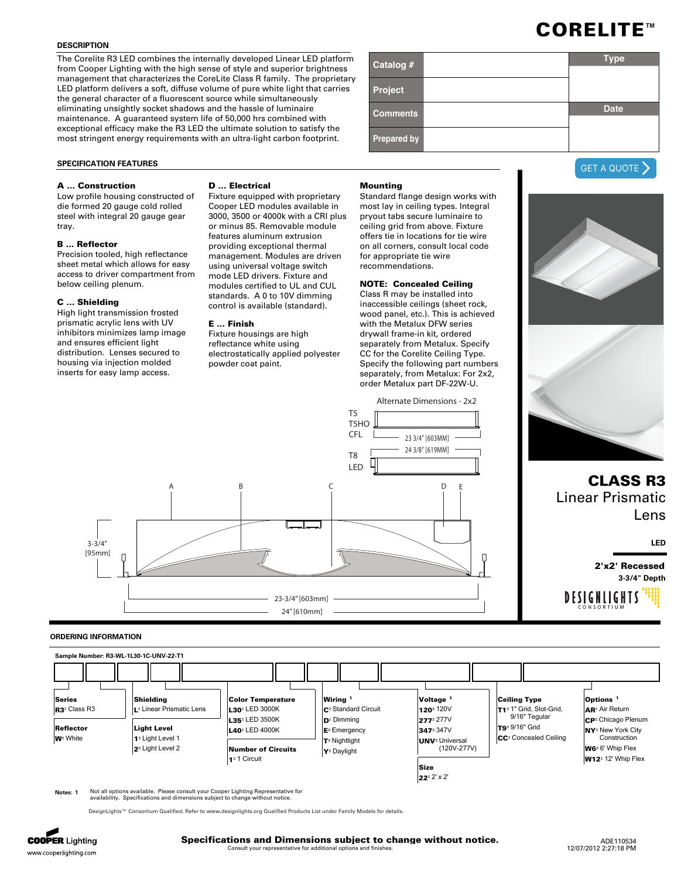# CORELITE™

## DESCRIPTION

The Corelite R3 LED combines the internally developed Linear LED platform from Cooper Lighting with the high sense of style and superior brightness management that characterizes the CoreLite Class R family. The proprietary LED platform delivers a soft, diffuse volume of pure white light that carries the general character of a fluorescent source while simultaneously eliminating unsightly socket shadows and the hassle of luminaire maintenance. A guaranteed system life of 50,000 hrs combined with exceptional efficacy make the R3 LED the ultimate solution to satisfy the most stringent energy requirements with an ultra-light carbon footprint.

| Catalog # | | Type |
|---|---|---|
| Project | | |
| Comments | | Date |
| Prepared by | | |

GET A QUOTE

## SPECIFICATION FEATURES

**A ... Construction**
Low profile housing constructed of die formed 20 gauge cold rolled steel with integral 20 gauge gear tray.

**B ... Reflector**
Precision tooled, high reflectance sheet metal which allows for easy access to driver compartment from below ceiling plenum.

**C ... Shielding**
High light transmission frosted prismatic acrylic lens with UV inhibitors minimizes lamp image and ensures efficient light distribution. Lenses secured to housing via injection molded inserts for easy lamp access.

**D ... Electrical**
Fixture equipped with proprietary Cooper LED modules available in 3000, 3500 or 4000k with a CRI plus or minus 85. Removable module features aluminum extrusion providing exceptional thermal management. Modules are driven using universal voltage switch mode LED drivers. Fixture and modules certified to UL and CUL standards. A 0 to 10V dimming control is available (standard).

**E ... Finish**
Fixture housings are high reflectance white using electrostatically applied polyester powder coat paint.

**Mounting**
Standard flange design works with most lay in ceiling types. Integral pryout tabs secure luminaire to ceiling grid from above. Fixture offers tie in locations for tie wire on all corners, consult local code for appropriate tie wire recommendations.

**NOTE: Concealed Ceiling**
Class R may be installed into inaccessible ceilings (sheet rock, wood panel, etc.). This is achieved with the Metalux DFW series drywall frame-in kit, ordered separately from Metalux. Specify CC for the Corelite Ceiling Type. Specify the following part numbers separately, from Metalux: For 2x2, order Metalux part DF-22W-U.

Alternate Dimensions - 2x2

T5 / T5HO / CFL: 23 3/4" [603MM]

T8 / LED: 24 3/8" [619MM]

A B C D E

3-3/4" [95mm]

23-3/4" [603mm]

24" [610mm]

# CLASS R3
## Linear Prismatic Lens

**LED**

**2'x2' Recessed**
**3-3/4" Depth**

DESIGNLIGHTS CONSORTIUM

## ORDERING INFORMATION

**Sample Number: R3-WL-1L30-1C-UNV-22-T1**

| Series | Shielding | Color Temperature | Wiring [1] | Voltage [1] | Ceiling Type | Options [1] |
|---|---|---|---|---|---|---|
| **R3**= Class R3 | **L**= Linear Prismatic Lens | **L30**= LED 3000K | **C**= Standard Circuit | **120**= 120V | **T1**= 1" Grid, Slot-Grid, 9/16" Tegular | **AR**: Air Return |
| | | **L35**= LED 3500K | **D**= Dimming | **277**= 277V | **T9**= 9/16" Grid | **CP**= Chicago Plenum |
| | | **L40**= LED 4000K | **E**= Emergency | **347**= 347V | **CC**= Concealed Ceiling | **NY**= New York City Construction |
| | | | **T**= Nightlight | **UNV**= Universal (120V-277V) | | **W6**= 6' Whip Flex |
| | | | **Y**= Daylight | | | **W12**= 12' Whip Flex |

| Reflector | Light Level | Number of Circuits | Size |
|---|---|---|---|
| **W**= White | **1**= Light Level 1 | **1**= 1 Circuit | **22**= 2' x 2' |
| | **2**= Light Level 2 | | |

**Notes: 1** Not all options available. Please consult your Cooper Lighting Representative for availability. Specifications and dimensions subject to change without notice.

DesignLights™ Consortium Qualified. Refer to www.designlights.org Qualified Products List under Family Models for details.

COOPER Lighting
www.cooperlighting.com

**Specifications and Dimensions subject to change without notice.**
Consult your representative for additional options and finishes.

ADE110534
12/07/2012 2:27:18 PM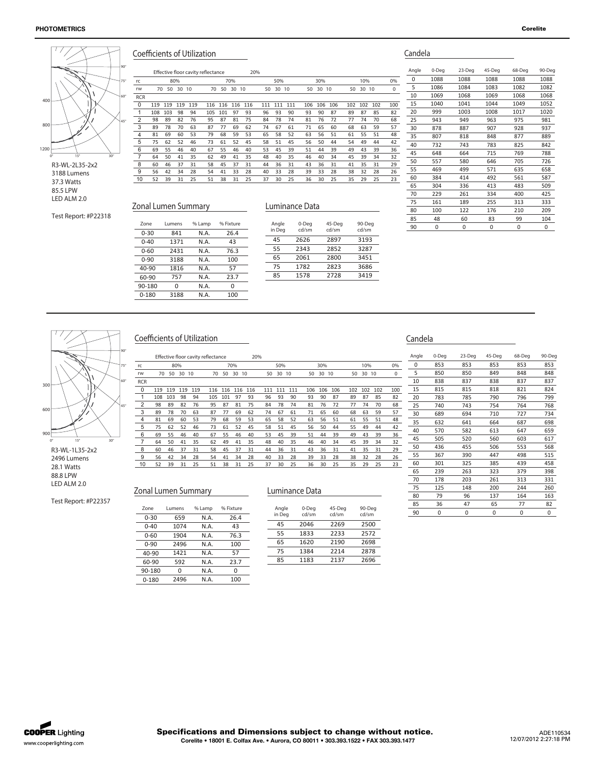## PHOTOMETRICS

Corelite

90°
75°
60°
45°
400
800
1200
0° 15° 30°

R3-WL-2L35-2x2
3188 Lumens
37.3 Watts
85.5 LPW
LED ALM 2.0

Test Report: #P22318

### Coefficients of Utilization

Effective floor cavity reflectance 20%

| rc | 80% | | | | 70% | | | | 50% | | | 30% | | | 10% | | | 0% |
|---|---|---|---|---|---|---|---|---|---|---|---|---|---|---|---|---|---|---|
| rw | 70 | 50 | 30 | 10 | 70 | 50 | 30 | 10 | 50 | 30 | 10 | 50 | 30 | 10 | 50 | 30 | 10 | 0 |
| RCR | | | | | | | | | | | | | | | | | | |
| 0 | 119 | 119 | 119 | 119 | 116 | 116 | 116 | 116 | 111 | 111 | 111 | 106 | 106 | 106 | 102 | 102 | 102 | 100 |
| 1 | 108 | 103 | 98 | 94 | 105 | 101 | 97 | 93 | 96 | 93 | 90 | 93 | 90 | 87 | 89 | 87 | 85 | 82 |
| 2 | 98 | 89 | 82 | 76 | 95 | 87 | 81 | 75 | 84 | 78 | 74 | 81 | 76 | 72 | 77 | 74 | 70 | 68 |
| 3 | 89 | 78 | 70 | 63 | 87 | 77 | 69 | 62 | 74 | 67 | 61 | 71 | 65 | 60 | 68 | 63 | 59 | 57 |
| 4 | 81 | 69 | 60 | 53 | 79 | 68 | 59 | 53 | 65 | 58 | 52 | 63 | 56 | 51 | 61 | 55 | 51 | 48 |
| 5 | 75 | 62 | 52 | 46 | 73 | 61 | 52 | 45 | 58 | 51 | 45 | 56 | 50 | 44 | 54 | 49 | 44 | 42 |
| 6 | 69 | 55 | 46 | 40 | 67 | 55 | 46 | 40 | 53 | 45 | 39 | 51 | 44 | 39 | 49 | 43 | 39 | 36 |
| 7 | 64 | 50 | 41 | 35 | 62 | 49 | 41 | 35 | 48 | 40 | 35 | 46 | 40 | 34 | 45 | 39 | 34 | 32 |
| 8 | 60 | 46 | 37 | 31 | 58 | 45 | 37 | 31 | 44 | 36 | 31 | 43 | 36 | 31 | 41 | 35 | 31 | 29 |
| 9 | 56 | 42 | 34 | 28 | 54 | 41 | 33 | 28 | 40 | 33 | 28 | 39 | 33 | 28 | 38 | 32 | 28 | 26 |
| 10 | 52 | 39 | 31 | 25 | 51 | 38 | 31 | 25 | 37 | 30 | 25 | 36 | 30 | 25 | 35 | 29 | 25 | 23 |

### Candela

| Angle | 0-Deg | 23-Deg | 45-Deg | 68-Deg | 90-Deg |
|---|---|---|---|---|---|
| 0 | 1088 | 1088 | 1088 | 1088 | 1088 |
| 5 | 1086 | 1084 | 1083 | 1082 | 1082 |
| 10 | 1069 | 1068 | 1069 | 1068 | 1068 |
| 15 | 1040 | 1041 | 1044 | 1049 | 1052 |
| 20 | 999 | 1003 | 1008 | 1017 | 1020 |
| 25 | 943 | 949 | 963 | 975 | 981 |
| 30 | 878 | 887 | 907 | 928 | 937 |
| 35 | 807 | 818 | 848 | 877 | 889 |
| 40 | 732 | 743 | 783 | 825 | 842 |
| 45 | 648 | 664 | 715 | 769 | 788 |
| 50 | 557 | 580 | 646 | 705 | 726 |
| 55 | 469 | 499 | 571 | 635 | 658 |
| 60 | 384 | 414 | 492 | 561 | 587 |
| 65 | 304 | 336 | 413 | 483 | 509 |
| 70 | 229 | 261 | 334 | 400 | 425 |
| 75 | 161 | 189 | 255 | 313 | 333 |
| 80 | 100 | 122 | 176 | 210 | 209 |
| 85 | 48 | 60 | 83 | 99 | 104 |
| 90 | 0 | 0 | 0 | 0 | 0 |

### Zonal Lumen Summary

| Zone | Lumens | % Lamp | % Fixture |
|---|---|---|---|
| 0-30 | 841 | N.A. | 26.4 |
| 0-40 | 1371 | N.A. | 43 |
| 0-60 | 2431 | N.A. | 76.3 |
| 0-90 | 3188 | N.A. | 100 |
| 40-90 | 1816 | N.A. | 57 |
| 60-90 | 757 | N.A. | 23.7 |
| 90-180 | 0 | N.A. | 0 |
| 0-180 | 3188 | N.A. | 100 |

### Luminance Data

| Angle in Deg | 0-Deg cd/sm | 45-Deg cd/sm | 90-Deg cd/sm |
|---|---|---|---|
| 45 | 2626 | 2897 | 3193 |
| 55 | 2343 | 2852 | 3287 |
| 65 | 2061 | 2800 | 3451 |
| 75 | 1782 | 2823 | 3686 |
| 85 | 1578 | 2728 | 3419 |

---

90°
75°
60°
45°
300
600
900
0° 15° 30°

R3-WL-1L35-2x2
2496 Lumens
28.1 Watts
88.8 LPW
LED ALM 2.0

Test Report: #P22357

### Coefficients of Utilization

Effective floor cavity reflectance 20%

| rc | 80% | | | | 70% | | | | 50% | | | 30% | | | 10% | | | 0% |
|---|---|---|---|---|---|---|---|---|---|---|---|---|---|---|---|---|---|---|
| rw | 70 | 50 | 30 | 10 | 70 | 50 | 30 | 10 | 50 | 30 | 10 | 50 | 30 | 10 | 50 | 30 | 10 | 0 |
| RCR | | | | | | | | | | | | | | | | | | |
| 0 | 119 | 119 | 119 | 119 | 116 | 116 | 116 | 116 | 111 | 111 | 111 | 106 | 106 | 106 | 102 | 102 | 102 | 100 |
| 1 | 108 | 103 | 98 | 94 | 105 | 101 | 97 | 93 | 96 | 93 | 90 | 93 | 90 | 87 | 89 | 87 | 85 | 82 |
| 2 | 98 | 89 | 82 | 76 | 95 | 87 | 81 | 75 | 84 | 78 | 74 | 81 | 76 | 72 | 77 | 74 | 70 | 68 |
| 3 | 89 | 78 | 70 | 63 | 87 | 77 | 69 | 62 | 74 | 67 | 61 | 71 | 65 | 60 | 68 | 63 | 59 | 57 |
| 4 | 81 | 69 | 60 | 53 | 79 | 68 | 59 | 53 | 65 | 58 | 52 | 63 | 56 | 51 | 61 | 55 | 51 | 48 |
| 5 | 75 | 62 | 52 | 46 | 73 | 61 | 52 | 45 | 58 | 51 | 45 | 56 | 50 | 44 | 55 | 49 | 44 | 42 |
| 6 | 69 | 55 | 46 | 40 | 67 | 55 | 46 | 40 | 53 | 45 | 39 | 51 | 44 | 39 | 49 | 43 | 39 | 36 |
| 7 | 64 | 50 | 41 | 35 | 62 | 49 | 41 | 35 | 48 | 40 | 35 | 46 | 40 | 34 | 45 | 39 | 34 | 32 |
| 8 | 60 | 46 | 37 | 31 | 58 | 45 | 37 | 31 | 44 | 36 | 31 | 43 | 36 | 31 | 41 | 35 | 31 | 29 |
| 9 | 56 | 42 | 34 | 28 | 54 | 41 | 34 | 28 | 40 | 33 | 28 | 39 | 33 | 28 | 38 | 32 | 28 | 26 |
| 10 | 52 | 39 | 31 | 25 | 51 | 38 | 31 | 25 | 37 | 30 | 25 | 36 | 30 | 25 | 35 | 29 | 25 | 23 |

### Candela

| Angle | 0-Deg | 23-Deg | 45-Deg | 68-Deg | 90-Deg |
|---|---|---|---|---|---|
| 0 | 853 | 853 | 853 | 853 | 853 |
| 5 | 850 | 850 | 849 | 848 | 848 |
| 10 | 838 | 837 | 838 | 837 | 837 |
| 15 | 815 | 815 | 818 | 821 | 824 |
| 20 | 783 | 785 | 790 | 796 | 799 |
| 25 | 740 | 743 | 754 | 764 | 768 |
| 30 | 689 | 694 | 710 | 727 | 734 |
| 35 | 632 | 641 | 664 | 687 | 698 |
| 40 | 570 | 582 | 613 | 647 | 659 |
| 45 | 505 | 520 | 560 | 603 | 617 |
| 50 | 436 | 455 | 506 | 553 | 568 |
| 55 | 367 | 390 | 447 | 498 | 515 |
| 60 | 301 | 325 | 385 | 439 | 458 |
| 65 | 239 | 263 | 323 | 379 | 398 |
| 70 | 178 | 203 | 261 | 313 | 331 |
| 75 | 125 | 148 | 200 | 244 | 260 |
| 80 | 79 | 96 | 137 | 164 | 163 |
| 85 | 36 | 47 | 65 | 77 | 82 |
| 90 | 0 | 0 | 0 | 0 | 0 |

### Zonal Lumen Summary

| Zone | Lumens | % Lamp | % Fixture |
|---|---|---|---|
| 0-30 | 659 | N.A. | 26.4 |
| 0-40 | 1074 | N.A. | 43 |
| 0-60 | 1904 | N.A. | 76.3 |
| 0-90 | 2496 | N.A. | 100 |
| 40-90 | 1421 | N.A. | 57 |
| 60-90 | 592 | N.A. | 23.7 |
| 90-180 | 0 | N.A. | 0 |
| 0-180 | 2496 | N.A. | 100 |

### Luminance Data

| Angle in Deg | 0-Deg cd/sm | 45-Deg cd/sm | 90-Deg cd/sm |
|---|---|---|---|
| 45 | 2046 | 2269 | 2500 |
| 55 | 1833 | 2233 | 2572 |
| 65 | 1620 | 2190 | 2698 |
| 75 | 1384 | 2214 | 2878 |
| 85 | 1183 | 2137 | 2696 |

COOPER Lighting
www.cooperlighting.com

**Specifications and Dimensions subject to change without notice.**
**Corelite • 18001 E. Colfax Ave. • Aurora, CO 80011 • 303.393.1522 • FAX 303.393.1477**

ADE110534
12/07/2012 2:27:18 PM